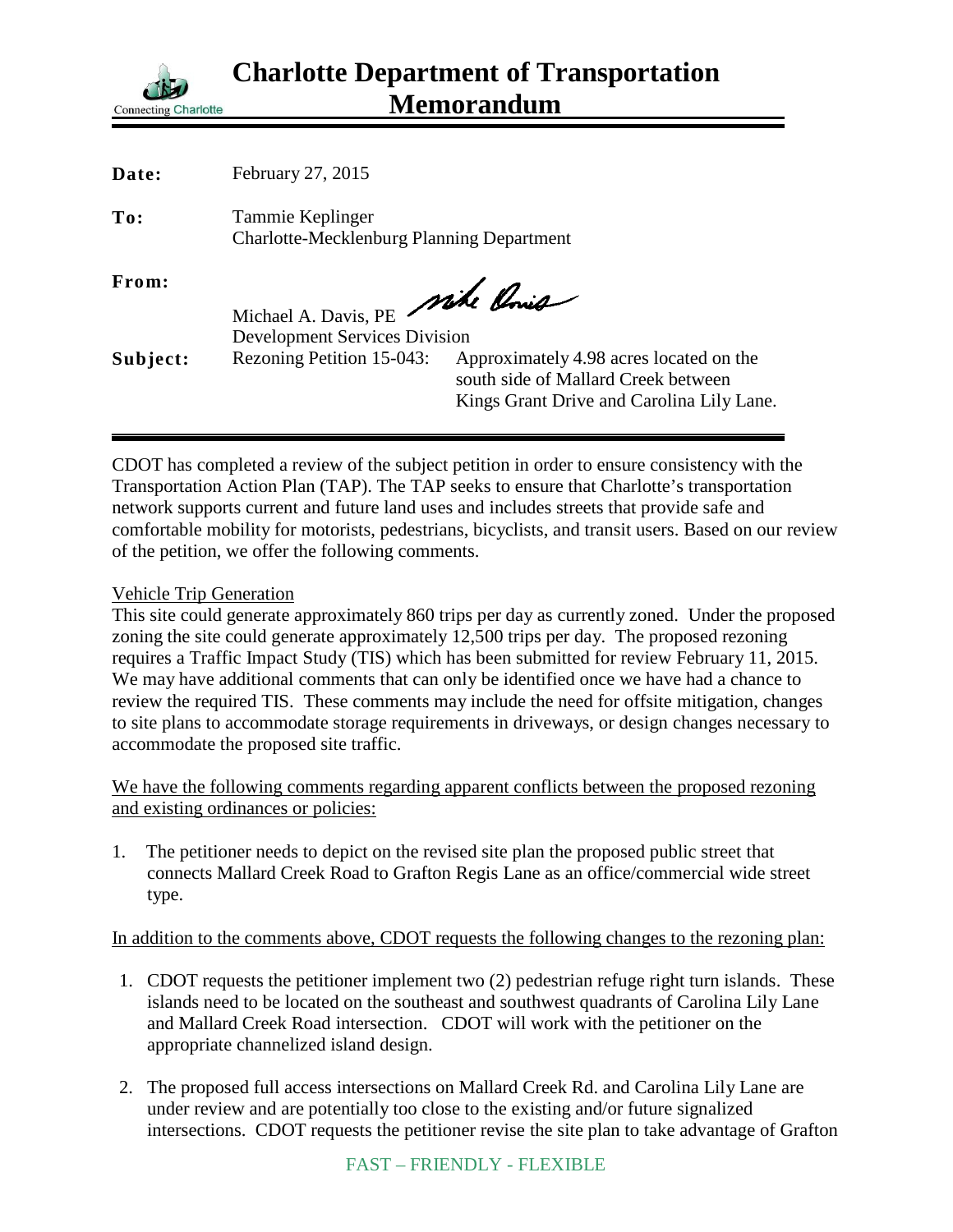# Charlotte Department of Transportation Memorandum

Connecting Charlotte

**Date:** February 27, 2015

**To:** Tammie Keplinger
Charlotte-Mecklenburg Planning Department

**From:** Michael A. Davis, PE
Development Services Division

**Subject:** Rezoning Petition 15-043: Approximately 4.98 acres located on the south side of Mallard Creek between Kings Grant Drive and Carolina Lily Lane.

CDOT has completed a review of the subject petition in order to ensure consistency with the Transportation Action Plan (TAP). The TAP seeks to ensure that Charlotte's transportation network supports current and future land uses and includes streets that provide safe and comfortable mobility for motorists, pedestrians, bicyclists, and transit users. Based on our review of the petition, we offer the following comments.

Vehicle Trip Generation

This site could generate approximately 860 trips per day as currently zoned. Under the proposed zoning the site could generate approximately 12,500 trips per day. The proposed rezoning requires a Traffic Impact Study (TIS) which has been submitted for review February 11, 2015. We may have additional comments that can only be identified once we have had a chance to review the required TIS. These comments may include the need for offsite mitigation, changes to site plans to accommodate storage requirements in driveways, or design changes necessary to accommodate the proposed site traffic.

We have the following comments regarding apparent conflicts between the proposed rezoning and existing ordinances or policies:

1. The petitioner needs to depict on the revised site plan the proposed public street that connects Mallard Creek Road to Grafton Regis Lane as an office/commercial wide street type.

In addition to the comments above, CDOT requests the following changes to the rezoning plan:

1. CDOT requests the petitioner implement two (2) pedestrian refuge right turn islands. These islands need to be located on the southeast and southwest quadrants of Carolina Lily Lane and Mallard Creek Road intersection. CDOT will work with the petitioner on the appropriate channelized island design.

2. The proposed full access intersections on Mallard Creek Rd. and Carolina Lily Lane are under review and are potentially too close to the existing and/or future signalized intersections. CDOT requests the petitioner revise the site plan to take advantage of Grafton

FAST – FRIENDLY - FLEXIBLE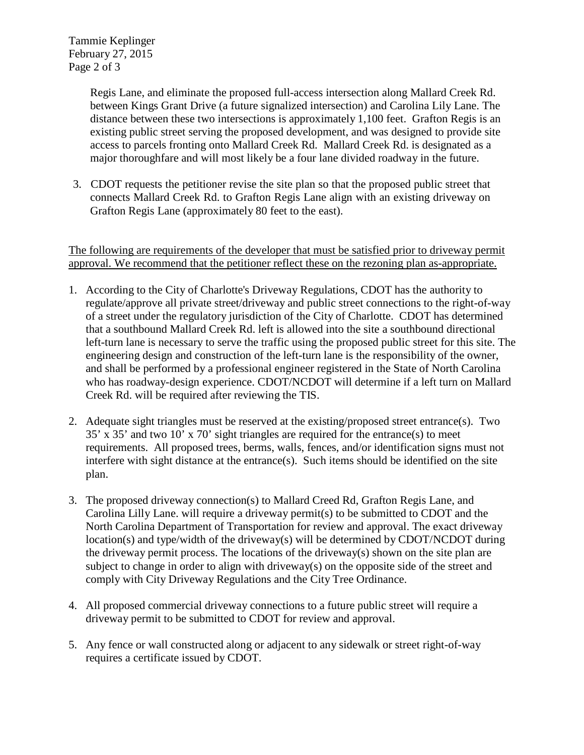Regis Lane, and eliminate the proposed full-access intersection along Mallard Creek Rd. between Kings Grant Drive (a future signalized intersection) and Carolina Lily Lane. The distance between these two intersections is approximately 1,100 feet. Grafton Regis is an existing public street serving the proposed development, and was designed to provide site access to parcels fronting onto Mallard Creek Rd. Mallard Creek Rd. is designated as a major thoroughfare and will most likely be a four lane divided roadway in the future.

3. CDOT requests the petitioner revise the site plan so that the proposed public street that connects Mallard Creek Rd. to Grafton Regis Lane align with an existing driveway on Grafton Regis Lane (approximately 80 feet to the east).

<u>The following are requirements of the developer that must be satisfied prior to driveway permit approval. We recommend that the petitioner reflect these on the rezoning plan as-appropriate.</u>

1. According to the City of Charlotte's Driveway Regulations, CDOT has the authority to regulate/approve all private street/driveway and public street connections to the right-of-way of a street under the regulatory jurisdiction of the City of Charlotte. CDOT has determined that a southbound Mallard Creek Rd. left is allowed into the site a southbound directional left-turn lane is necessary to serve the traffic using the proposed public street for this site. The engineering design and construction of the left-turn lane is the responsibility of the owner, and shall be performed by a professional engineer registered in the State of North Carolina who has roadway-design experience. CDOT/NCDOT will determine if a left turn on Mallard Creek Rd. will be required after reviewing the TIS.

2. Adequate sight triangles must be reserved at the existing/proposed street entrance(s). Two 35' x 35' and two 10' x 70' sight triangles are required for the entrance(s) to meet requirements. All proposed trees, berms, walls, fences, and/or identification signs must not interfere with sight distance at the entrance(s). Such items should be identified on the site plan.

3. The proposed driveway connection(s) to Mallard Creed Rd, Grafton Regis Lane, and Carolina Lilly Lane. will require a driveway permit(s) to be submitted to CDOT and the North Carolina Department of Transportation for review and approval. The exact driveway location(s) and type/width of the driveway(s) will be determined by CDOT/NCDOT during the driveway permit process. The locations of the driveway(s) shown on the site plan are subject to change in order to align with driveway(s) on the opposite side of the street and comply with City Driveway Regulations and the City Tree Ordinance.

4. All proposed commercial driveway connections to a future public street will require a driveway permit to be submitted to CDOT for review and approval.

5. Any fence or wall constructed along or adjacent to any sidewalk or street right-of-way requires a certificate issued by CDOT.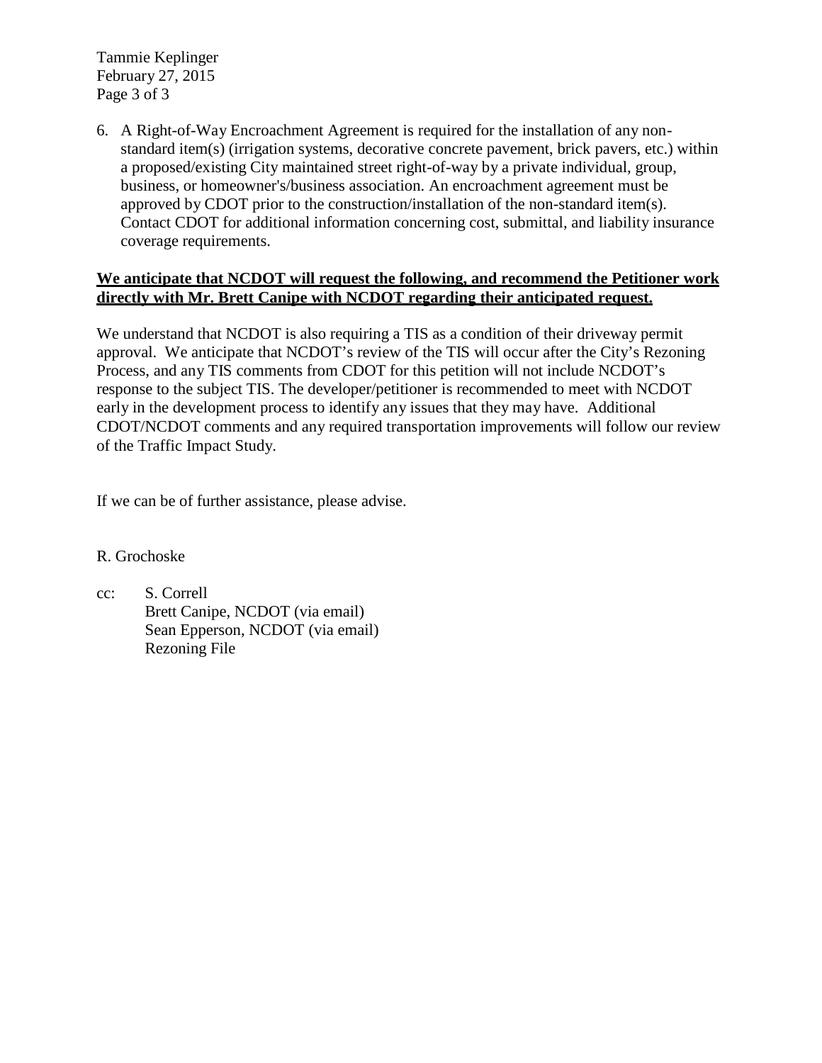6. A Right-of-Way Encroachment Agreement is required for the installation of any non-standard item(s) (irrigation systems, decorative concrete pavement, brick pavers, etc.) within a proposed/existing City maintained street right-of-way by a private individual, group, business, or homeowner's/business association. An encroachment agreement must be approved by CDOT prior to the construction/installation of the non-standard item(s). Contact CDOT for additional information concerning cost, submittal, and liability insurance coverage requirements.

**We anticipate that NCDOT will request the following, and recommend the Petitioner work directly with Mr. Brett Canipe with NCDOT regarding their anticipated request.**

We understand that NCDOT is also requiring a TIS as a condition of their driveway permit approval. We anticipate that NCDOT's review of the TIS will occur after the City's Rezoning Process, and any TIS comments from CDOT for this petition will not include NCDOT's response to the subject TIS. The developer/petitioner is recommended to meet with NCDOT early in the development process to identify any issues that they may have. Additional CDOT/NCDOT comments and any required transportation improvements will follow our review of the Traffic Impact Study.

If we can be of further assistance, please advise.

R. Grochoske

cc: S. Correll
Brett Canipe, NCDOT (via email)
Sean Epperson, NCDOT (via email)
Rezoning File